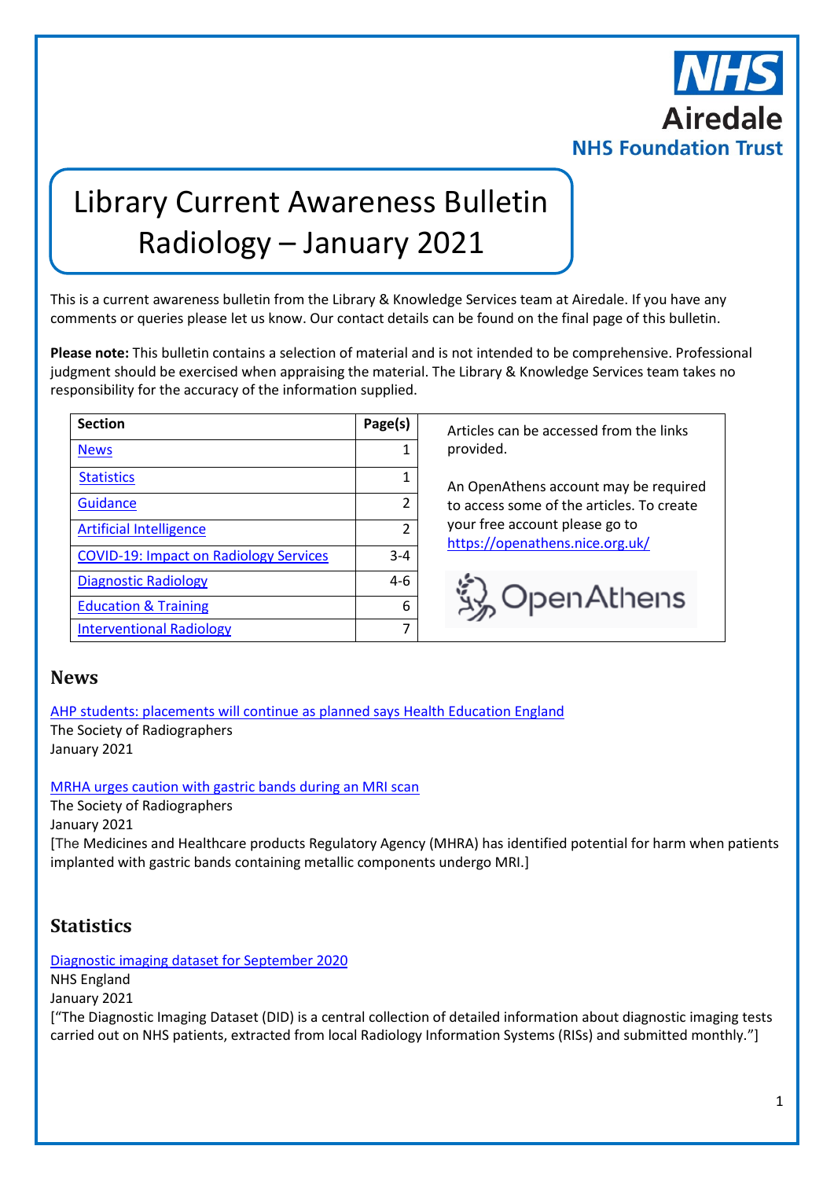NHS
Airedale
NHS Foundation Trust

# Library Current Awareness Bulletin Radiology – January 2021

This is a current awareness bulletin from the Library & Knowledge Services team at Airedale. If you have any comments or queries please let us know. Our contact details can be found on the final page of this bulletin.

**Please note:** This bulletin contains a selection of material and is not intended to be comprehensive. Professional judgment should be exercised when appraising the material. The Library & Knowledge Services team takes no responsibility for the accuracy of the information supplied.

| Section | Page(s) |
|---|---|
| News | 1 |
| Statistics | 1 |
| Guidance | 2 |
| Artificial Intelligence | 2 |
| COVID-19: Impact on Radiology Services | 3-4 |
| Diagnostic Radiology | 4-6 |
| Education & Training | 6 |
| Interventional Radiology | 7 |

Articles can be accessed from the links provided.

An OpenAthens account may be required to access some of the articles. To create your free account please go to https://openathens.nice.org.uk/

OpenAthens

## News

AHP students: placements will continue as planned says Health Education England
The Society of Radiographers
January 2021

MRHA urges caution with gastric bands during an MRI scan
The Society of Radiographers
January 2021
[The Medicines and Healthcare products Regulatory Agency (MHRA) has identified potential for harm when patients implanted with gastric bands containing metallic components undergo MRI.]

## Statistics

Diagnostic imaging dataset for September 2020
NHS England
January 2021
["The Diagnostic Imaging Dataset (DID) is a central collection of detailed information about diagnostic imaging tests carried out on NHS patients, extracted from local Radiology Information Systems (RISs) and submitted monthly."]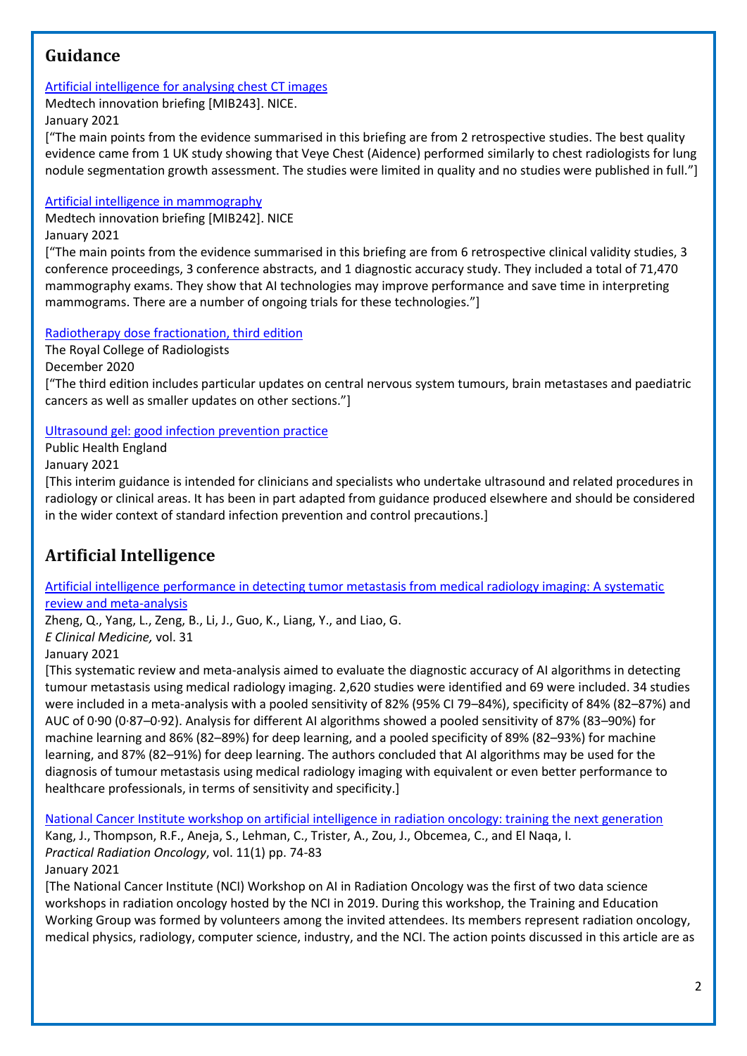## Guidance

[Artificial intelligence for analysing chest CT images]

Medtech innovation briefing [MIB243]. NICE.

January 2021

["The main points from the evidence summarised in this briefing are from 2 retrospective studies. The best quality evidence came from 1 UK study showing that Veye Chest (Aidence) performed similarly to chest radiologists for lung nodule segmentation growth assessment. The studies were limited in quality and no studies were published in full."]

[Artificial intelligence in mammography]

Medtech innovation briefing [MIB242]. NICE

January 2021

["The main points from the evidence summarised in this briefing are from 6 retrospective clinical validity studies, 3 conference proceedings, 3 conference abstracts, and 1 diagnostic accuracy study. They included a total of 71,470 mammography exams. They show that AI technologies may improve performance and save time in interpreting mammograms. There are a number of ongoing trials for these technologies."]

[Radiotherapy dose fractionation, third edition]

The Royal College of Radiologists

December 2020

["The third edition includes particular updates on central nervous system tumours, brain metastases and paediatric cancers as well as smaller updates on other sections."]

[Ultrasound gel: good infection prevention practice]

Public Health England

January 2021

[This interim guidance is intended for clinicians and specialists who undertake ultrasound and related procedures in radiology or clinical areas. It has been in part adapted from guidance produced elsewhere and should be considered in the wider context of standard infection prevention and control precautions.]

## Artificial Intelligence

[Artificial intelligence performance in detecting tumor metastasis from medical radiology imaging: A systematic review and meta-analysis]

Zheng, Q., Yang, L., Zeng, B., Li, J., Guo, K., Liang, Y., and Liao, G.

*E Clinical Medicine,* vol. 31

January 2021

[This systematic review and meta-analysis aimed to evaluate the diagnostic accuracy of AI algorithms in detecting tumour metastasis using medical radiology imaging. 2,620 studies were identified and 69 were included. 34 studies were included in a meta-analysis with a pooled sensitivity of 82% (95% CI 79–84%), specificity of 84% (82–87%) and AUC of 0·90 (0·87–0·92). Analysis for different AI algorithms showed a pooled sensitivity of 87% (83–90%) for machine learning and 86% (82–89%) for deep learning, and a pooled specificity of 89% (82–93%) for machine learning, and 87% (82–91%) for deep learning. The authors concluded that AI algorithms may be used for the diagnosis of tumour metastasis using medical radiology imaging with equivalent or even better performance to healthcare professionals, in terms of sensitivity and specificity.]

[National Cancer Institute workshop on artificial intelligence in radiation oncology: training the next generation]

Kang, J., Thompson, R.F., Aneja, S., Lehman, C., Trister, A., Zou, J., Obcemea, C., and El Naqa, I.

*Practical Radiation Oncology*, vol. 11(1) pp. 74-83

January 2021

[The National Cancer Institute (NCI) Workshop on AI in Radiation Oncology was the first of two data science workshops in radiation oncology hosted by the NCI in 2019. During this workshop, the Training and Education Working Group was formed by volunteers among the invited attendees. Its members represent radiation oncology, medical physics, radiology, computer science, industry, and the NCI. The action points discussed in this article are as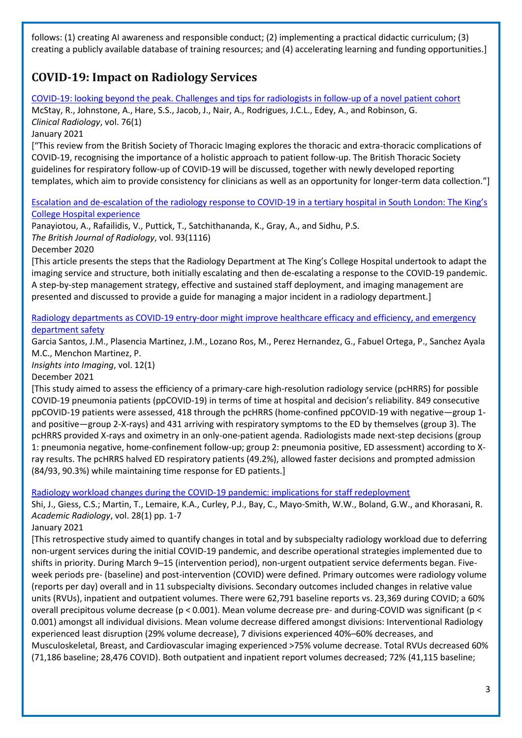follows: (1) creating AI awareness and responsible conduct; (2) implementing a practical didactic curriculum; (3) creating a publicly available database of training resources; and (4) accelerating learning and funding opportunities.]

## COVID-19: Impact on Radiology Services

[COVID-19: looking beyond the peak. Challenges and tips for radiologists in follow-up of a novel patient cohort]()
McStay, R., Johnstone, A., Hare, S.S., Jacob, J., Nair, A., Rodrigues, J.C.L., Edey, A., and Robinson, G.
*Clinical Radiology*, vol. 76(1)
January 2021
["This review from the British Society of Thoracic Imaging explores the thoracic and extra-thoracic complications of COVID-19, recognising the importance of a holistic approach to patient follow-up. The British Thoracic Society guidelines for respiratory follow-up of COVID-19 will be discussed, together with newly developed reporting templates, which aim to provide consistency for clinicians as well as an opportunity for longer-term data collection."]

[Escalation and de-escalation of the radiology response to COVID-19 in a tertiary hospital in South London: The King's College Hospital experience]()
Panayiotou, A., Rafailidis, V., Puttick, T., Satchithananda, K., Gray, A., and Sidhu, P.S.
*The British Journal of Radiology*, vol. 93(1116)
December 2020
[This article presents the steps that the Radiology Department at The King's College Hospital undertook to adapt the imaging service and structure, both initially escalating and then de-escalating a response to the COVID-19 pandemic. A step-by-step management strategy, effective and sustained staff deployment, and imaging management are presented and discussed to provide a guide for managing a major incident in a radiology department.]

[Radiology departments as COVID-19 entry-door might improve healthcare efficacy and efficiency, and emergency department safety]()
Garcia Santos, J.M., Plasencia Martinez, J.M., Lozano Ros, M., Perez Hernandez, G., Fabuel Ortega, P., Sanchez Ayala M.C., Menchon Martinez, P.
*Insights into Imaging*, vol. 12(1)
December 2021
[This study aimed to assess the efficiency of a primary-care high-resolution radiology service (pcHRRS) for possible COVID-19 pneumonia patients (ppCOVID-19) in terms of time at hospital and decision's reliability. 849 consecutive ppCOVID-19 patients were assessed, 418 through the pcHRRS (home-confined ppCOVID-19 with negative—group 1-and positive—group 2-X-rays) and 431 arriving with respiratory symptoms to the ED by themselves (group 3). The pcHRRS provided X-rays and oximetry in an only-one-patient agenda. Radiologists made next-step decisions (group 1: pneumonia negative, home-confinement follow-up; group 2: pneumonia positive, ED assessment) according to X-ray results. The pcHRRS halved ED respiratory patients (49.2%), allowed faster decisions and prompted admission (84/93, 90.3%) while maintaining time response for ED patients.]

[Radiology workload changes during the COVID-19 pandemic: implications for staff redeployment]()
Shi, J., Giess, C.S.; Martin, T., Lemaire, K.A., Curley, P.J., Bay, C., Mayo-Smith, W.W., Boland, G.W., and Khorasani, R.
*Academic Radiology*, vol. 28(1) pp. 1-7
January 2021
[This retrospective study aimed to quantify changes in total and by subspecialty radiology workload due to deferring non-urgent services during the initial COVID-19 pandemic, and describe operational strategies implemented due to shifts in priority. During March 9–15 (intervention period), non-urgent outpatient service deferments began. Five-week periods pre- (baseline) and post-intervention (COVID) were defined. Primary outcomes were radiology volume (reports per day) overall and in 11 subspecialty divisions. Secondary outcomes included changes in relative value units (RVUs), inpatient and outpatient volumes. There were 62,791 baseline reports vs. 23,369 during COVID; a 60% overall precipitous volume decrease ($p < 0.001$). Mean volume decrease pre- and during-COVID was significant ($p < 0.001$) amongst all individual divisions. Mean volume decrease differed amongst divisions: Interventional Radiology experienced least disruption (29% volume decrease), 7 divisions experienced 40%–60% decreases, and Musculoskeletal, Breast, and Cardiovascular imaging experienced >75% volume decrease. Total RVUs decreased 60% (71,186 baseline; 28,476 COVID). Both outpatient and inpatient report volumes decreased; 72% (41,115 baseline;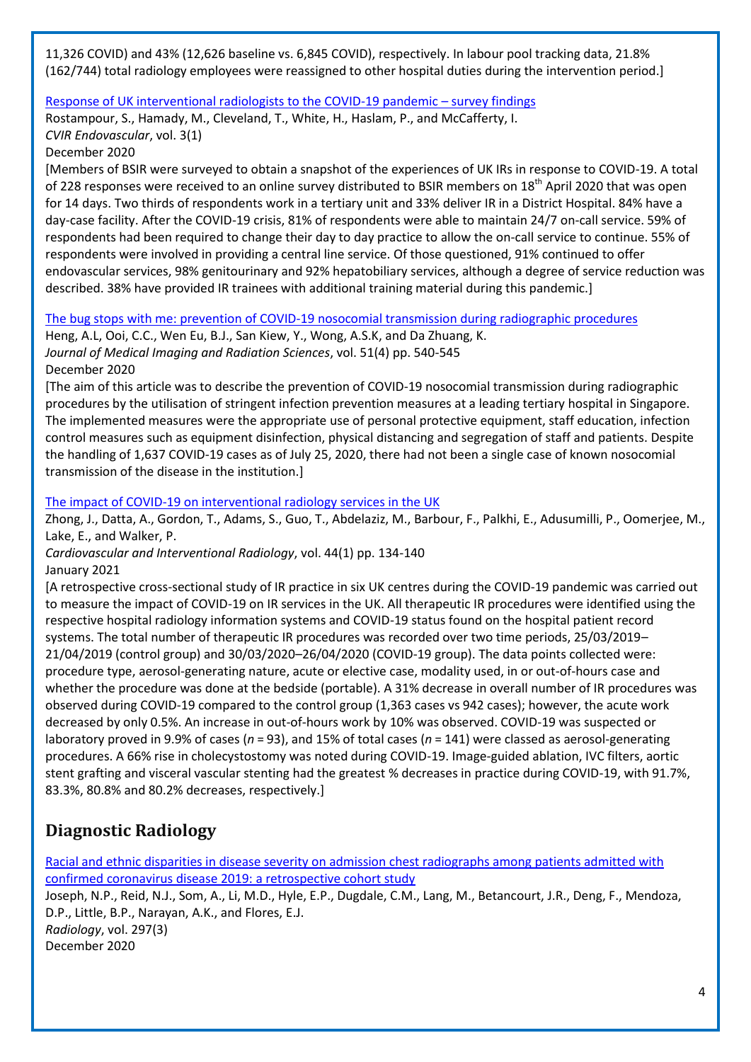11,326 COVID) and 43% (12,626 baseline vs. 6,845 COVID), respectively. In labour pool tracking data, 21.8% (162/744) total radiology employees were reassigned to other hospital duties during the intervention period.]

Response of UK interventional radiologists to the COVID-19 pandemic – survey findings
Rostampour, S., Hamady, M., Cleveland, T., White, H., Haslam, P., and McCafferty, I.
*CVIR Endovascular*, vol. 3(1)
December 2020
[Members of BSIR were surveyed to obtain a snapshot of the experiences of UK IRs in response to COVID-19. A total of 228 responses were received to an online survey distributed to BSIR members on 18th April 2020 that was open for 14 days. Two thirds of respondents work in a tertiary unit and 33% deliver IR in a District Hospital. 84% have a day-case facility. After the COVID-19 crisis, 81% of respondents were able to maintain 24/7 on-call service. 59% of respondents had been required to change their day to day practice to allow the on-call service to continue. 55% of respondents were involved in providing a central line service. Of those questioned, 91% continued to offer endovascular services, 98% genitourinary and 92% hepatobiliary services, although a degree of service reduction was described. 38% have provided IR trainees with additional training material during this pandemic.]

The bug stops with me: prevention of COVID-19 nosocomial transmission during radiographic procedures
Heng, A.L, Ooi, C.C., Wen Eu, B.J., San Kiew, Y., Wong, A.S.K, and Da Zhuang, K.
*Journal of Medical Imaging and Radiation Sciences*, vol. 51(4) pp. 540-545
December 2020
[The aim of this article was to describe the prevention of COVID-19 nosocomial transmission during radiographic procedures by the utilisation of stringent infection prevention measures at a leading tertiary hospital in Singapore. The implemented measures were the appropriate use of personal protective equipment, staff education, infection control measures such as equipment disinfection, physical distancing and segregation of staff and patients. Despite the handling of 1,637 COVID-19 cases as of July 25, 2020, there had not been a single case of known nosocomial transmission of the disease in the institution.]

The impact of COVID-19 on interventional radiology services in the UK
Zhong, J., Datta, A., Gordon, T., Adams, S., Guo, T., Abdelaziz, M., Barbour, F., Palkhi, E., Adusumilli, P., Oomerjee, M., Lake, E., and Walker, P.
*Cardiovascular and Interventional Radiology*, vol. 44(1) pp. 134-140
January 2021
[A retrospective cross-sectional study of IR practice in six UK centres during the COVID-19 pandemic was carried out to measure the impact of COVID-19 on IR services in the UK. All therapeutic IR procedures were identified using the respective hospital radiology information systems and COVID-19 status found on the hospital patient record systems. The total number of therapeutic IR procedures was recorded over two time periods, 25/03/2019–21/04/2019 (control group) and 30/03/2020–26/04/2020 (COVID-19 group). The data points collected were: procedure type, aerosol-generating nature, acute or elective case, modality used, in or out-of-hours case and whether the procedure was done at the bedside (portable). A 31% decrease in overall number of IR procedures was observed during COVID-19 compared to the control group (1,363 cases vs 942 cases); however, the acute work decreased by only 0.5%. An increase in out-of-hours work by 10% was observed. COVID-19 was suspected or laboratory proved in 9.9% of cases ($n$ = 93), and 15% of total cases ($n$ = 141) were classed as aerosol-generating procedures. A 66% rise in cholecystostomy was noted during COVID-19. Image-guided ablation, IVC filters, aortic stent grafting and visceral vascular stenting had the greatest % decreases in practice during COVID-19, with 91.7%, 83.3%, 80.8% and 80.2% decreases, respectively.]

## Diagnostic Radiology

Racial and ethnic disparities in disease severity on admission chest radiographs among patients admitted with confirmed coronavirus disease 2019: a retrospective cohort study
Joseph, N.P., Reid, N.J., Som, A., Li, M.D., Hyle, E.P., Dugdale, C.M., Lang, M., Betancourt, J.R., Deng, F., Mendoza, D.P., Little, B.P., Narayan, A.K., and Flores, E.J.
*Radiology*, vol. 297(3)
December 2020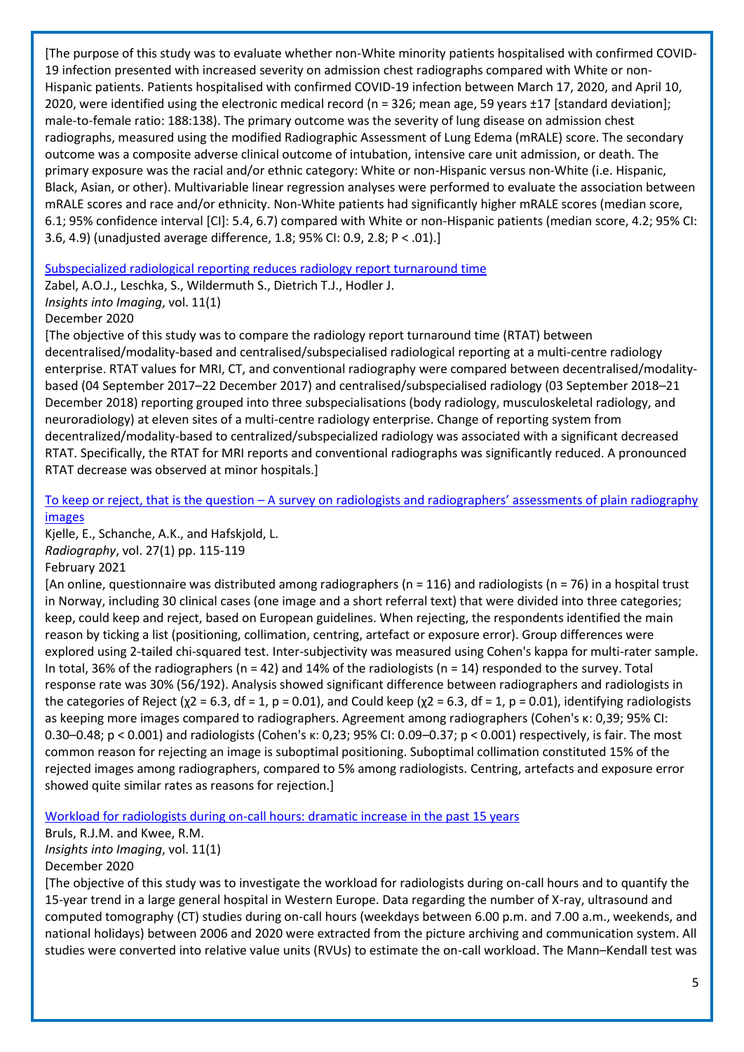[The purpose of this study was to evaluate whether non-White minority patients hospitalised with confirmed COVID-19 infection presented with increased severity on admission chest radiographs compared with White or non-Hispanic patients. Patients hospitalised with confirmed COVID-19 infection between March 17, 2020, and April 10, 2020, were identified using the electronic medical record (n = 326; mean age, 59 years ±17 [standard deviation]; male-to-female ratio: 188:138). The primary outcome was the severity of lung disease on admission chest radiographs, measured using the modified Radiographic Assessment of Lung Edema (mRALE) score. The secondary outcome was a composite adverse clinical outcome of intubation, intensive care unit admission, or death. The primary exposure was the racial and/or ethnic category: White or non-Hispanic versus non-White (i.e. Hispanic, Black, Asian, or other). Multivariable linear regression analyses were performed to evaluate the association between mRALE scores and race and/or ethnicity. Non-White patients had significantly higher mRALE scores (median score, 6.1; 95% confidence interval [CI]: 5.4, 6.7) compared with White or non-Hispanic patients (median score, 4.2; 95% CI: 3.6, 4.9) (unadjusted average difference, 1.8; 95% CI: 0.9, 2.8; P < .01).]

[Subspecialized radiological reporting reduces radiology report turnaround time]()

Zabel, A.O.J., Leschka, S., Wildermuth S., Dietrich T.J., Hodler J.
*Insights into Imaging*, vol. 11(1)
December 2020

[The objective of this study was to compare the radiology report turnaround time (RTAT) between decentralised/modality-based and centralised/subspecialised radiological reporting at a multi-centre radiology enterprise. RTAT values for MRI, CT, and conventional radiography were compared between decentralised/modality-based (04 September 2017–22 December 2017) and centralised/subspecialised radiology (03 September 2018–21 December 2018) reporting grouped into three subspecialisations (body radiology, musculoskeletal radiology, and neuroradiology) at eleven sites of a multi-centre radiology enterprise. Change of reporting system from decentralized/modality-based to centralized/subspecialized radiology was associated with a significant decreased RTAT. Specifically, the RTAT for MRI reports and conventional radiographs was significantly reduced. A pronounced RTAT decrease was observed at minor hospitals.]

[To keep or reject, that is the question – A survey on radiologists and radiographers' assessments of plain radiography images]()

Kjelle, E., Schanche, A.K., and Hafskjold, L.
*Radiography*, vol. 27(1) pp. 115-119
February 2021

[An online, questionnaire was distributed among radiographers (n = 116) and radiologists (n = 76) in a hospital trust in Norway, including 30 clinical cases (one image and a short referral text) that were divided into three categories; keep, could keep and reject, based on European guidelines. When rejecting, the respondents identified the main reason by ticking a list (positioning, collimation, centring, artefact or exposure error). Group differences were explored using 2-tailed chi-squared test. Inter-subjectivity was measured using Cohen's kappa for multi-rater sample. In total, 36% of the radiographers (n = 42) and 14% of the radiologists (n = 14) responded to the survey. Total response rate was 30% (56/192). Analysis showed significant difference between radiographers and radiologists in the categories of Reject ($\chi^2 = 6.3$, df = 1, p = 0.01), and Could keep ($\chi^2 = 6.3$, df = 1, p = 0.01), identifying radiologists as keeping more images compared to radiographers. Agreement among radiographers (Cohen's κ: 0,39; 95% CI: 0.30–0.48; p < 0.001) and radiologists (Cohen's κ: 0,23; 95% CI: 0.09–0.37; p < 0.001) respectively, is fair. The most common reason for rejecting an image is suboptimal positioning. Suboptimal collimation constituted 15% of the rejected images among radiographers, compared to 5% among radiologists. Centring, artefacts and exposure error showed quite similar rates as reasons for rejection.]

[Workload for radiologists during on-call hours: dramatic increase in the past 15 years]()

Bruls, R.J.M. and Kwee, R.M.
*Insights into Imaging*, vol. 11(1)
December 2020

[The objective of this study was to investigate the workload for radiologists during on-call hours and to quantify the 15-year trend in a large general hospital in Western Europe. Data regarding the number of X-ray, ultrasound and computed tomography (CT) studies during on-call hours (weekdays between 6.00 p.m. and 7.00 a.m., weekends, and national holidays) between 2006 and 2020 were extracted from the picture archiving and communication system. All studies were converted into relative value units (RVUs) to estimate the on-call workload. The Mann–Kendall test was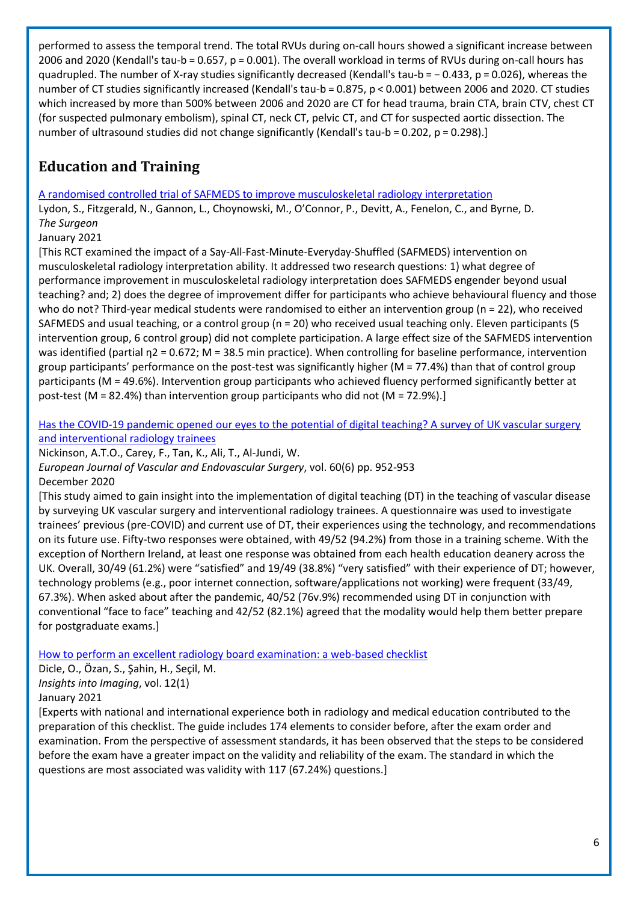performed to assess the temporal trend. The total RVUs during on-call hours showed a significant increase between 2006 and 2020 (Kendall's tau-b = 0.657, $p = 0.001$). The overall workload in terms of RVUs during on-call hours has quadrupled. The number of X-ray studies significantly decreased (Kendall's tau-b = − 0.433, $p = 0.026$), whereas the number of CT studies significantly increased (Kendall's tau-b = 0.875, $p < 0.001$) between 2006 and 2020. CT studies which increased by more than 500% between 2006 and 2020 are CT for head trauma, brain CTA, brain CTV, chest CT (for suspected pulmonary embolism), spinal CT, neck CT, pelvic CT, and CT for suspected aortic dissection. The number of ultrasound studies did not change significantly (Kendall's tau-b = 0.202, $p = 0.298$).]

## Education and Training

A randomised controlled trial of SAFMEDS to improve musculoskeletal radiology interpretation

Lydon, S., Fitzgerald, N., Gannon, L., Choynowski, M., O'Connor, P., Devitt, A., Fenelon, C., and Byrne, D.
*The Surgeon*
January 2021

[This RCT examined the impact of a Say-All-Fast-Minute-Everyday-Shuffled (SAFMEDS) intervention on musculoskeletal radiology interpretation ability. It addressed two research questions: 1) what degree of performance improvement in musculoskeletal radiology interpretation does SAFMEDS engender beyond usual teaching? and; 2) does the degree of improvement differ for participants who achieve behavioural fluency and those who do not? Third-year medical students were randomised to either an intervention group (n = 22), who received SAFMEDS and usual teaching, or a control group (n = 20) who received usual teaching only. Eleven participants (5 intervention group, 6 control group) did not complete participation. A large effect size of the SAFMEDS intervention was identified (partial $\eta^2 = 0.672$; M = 38.5 min practice). When controlling for baseline performance, intervention group participants' performance on the post-test was significantly higher (M = 77.4%) than that of control group participants (M = 49.6%). Intervention group participants who achieved fluency performed significantly better at post-test (M = 82.4%) than intervention group participants who did not (M = 72.9%).]

Has the COVID-19 pandemic opened our eyes to the potential of digital teaching? A survey of UK vascular surgery and interventional radiology trainees

Nickinson, A.T.O., Carey, F., Tan, K., Ali, T., Al-Jundi, W.
*European Journal of Vascular and Endovascular Surgery*, vol. 60(6) pp. 952-953
December 2020

[This study aimed to gain insight into the implementation of digital teaching (DT) in the teaching of vascular disease by surveying UK vascular surgery and interventional radiology trainees. A questionnaire was used to investigate trainees' previous (pre-COVID) and current use of DT, their experiences using the technology, and recommendations on its future use. Fifty-two responses were obtained, with 49/52 (94.2%) from those in a training scheme. With the exception of Northern Ireland, at least one response was obtained from each health education deanery across the UK. Overall, 30/49 (61.2%) were "satisfied" and 19/49 (38.8%) "very satisfied" with their experience of DT; however, technology problems (e.g., poor internet connection, software/applications not working) were frequent (33/49, 67.3%). When asked about after the pandemic, 40/52 (76v.9%) recommended using DT in conjunction with conventional "face to face" teaching and 42/52 (82.1%) agreed that the modality would help them better prepare for postgraduate exams.]

How to perform an excellent radiology board examination: a web-based checklist

Dicle, O., Özan, S., Şahin, H., Seçil, M.
*Insights into Imaging*, vol. 12(1)
January 2021

[Experts with national and international experience both in radiology and medical education contributed to the preparation of this checklist. The guide includes 174 elements to consider before, after the exam order and examination. From the perspective of assessment standards, it has been observed that the steps to be considered before the exam have a greater impact on the validity and reliability of the exam. The standard in which the questions are most associated was validity with 117 (67.24%) questions.]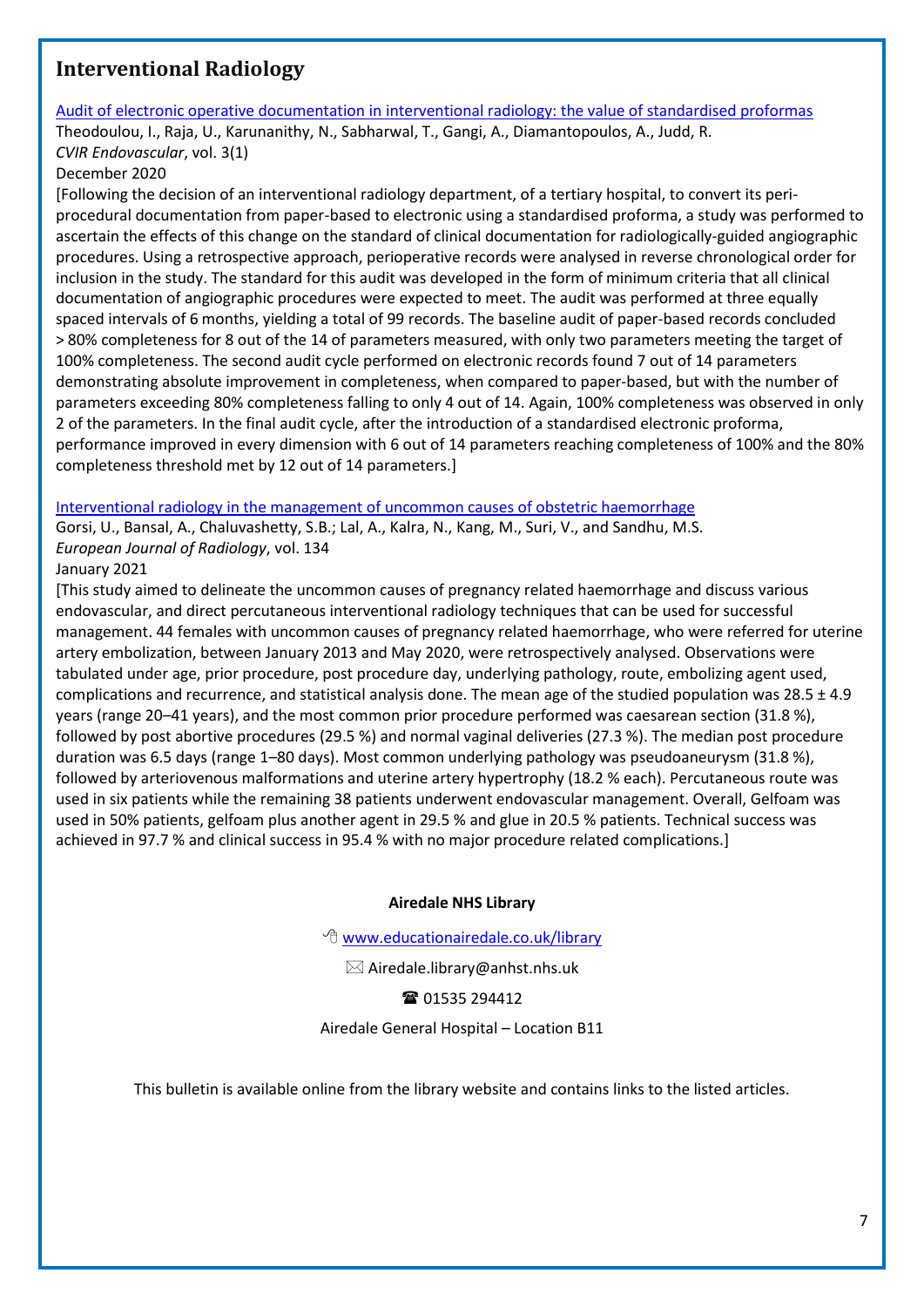## Interventional Radiology

[Audit of electronic operative documentation in interventional radiology: the value of standardised proformas]

Theodoulou, I., Raja, U., Karunanithy, N., Sabharwal, T., Gangi, A., Diamantopoulos, A., Judd, R.
*CVIR Endovascular*, vol. 3(1)
December 2020

[Following the decision of an interventional radiology department, of a tertiary hospital, to convert its peri-procedural documentation from paper-based to electronic using a standardised proforma, a study was performed to ascertain the effects of this change on the standard of clinical documentation for radiologically-guided angiographic procedures. Using a retrospective approach, perioperative records were analysed in reverse chronological order for inclusion in the study. The standard for this audit was developed in the form of minimum criteria that all clinical documentation of angiographic procedures were expected to meet. The audit was performed at three equally spaced intervals of 6 months, yielding a total of 99 records. The baseline audit of paper-based records concluded > 80% completeness for 8 out of the 14 of parameters measured, with only two parameters meeting the target of 100% completeness. The second audit cycle performed on electronic records found 7 out of 14 parameters demonstrating absolute improvement in completeness, when compared to paper-based, but with the number of parameters exceeding 80% completeness falling to only 4 out of 14. Again, 100% completeness was observed in only 2 of the parameters. In the final audit cycle, after the introduction of a standardised electronic proforma, performance improved in every dimension with 6 out of 14 parameters reaching completeness of 100% and the 80% completeness threshold met by 12 out of 14 parameters.]

[Interventional radiology in the management of uncommon causes of obstetric haemorrhage]

Gorsi, U., Bansal, A., Chaluvashetty, S.B.; Lal, A., Kalra, N., Kang, M., Suri, V., and Sandhu, M.S.
*European Journal of Radiology*, vol. 134
January 2021

[This study aimed to delineate the uncommon causes of pregnancy related haemorrhage and discuss various endovascular, and direct percutaneous interventional radiology techniques that can be used for successful management. 44 females with uncommon causes of pregnancy related haemorrhage, who were referred for uterine artery embolization, between January 2013 and May 2020, were retrospectively analysed. Observations were tabulated under age, prior procedure, post procedure day, underlying pathology, route, embolizing agent used, complications and recurrence, and statistical analysis done. The mean age of the studied population was 28.5 ± 4.9 years (range 20–41 years), and the most common prior procedure performed was caesarean section (31.8 %), followed by post abortive procedures (29.5 %) and normal vaginal deliveries (27.3 %). The median post procedure duration was 6.5 days (range 1–80 days). Most common underlying pathology was pseudoaneurysm (31.8 %), followed by arteriovenous malformations and uterine artery hypertrophy (18.2 % each). Percutaneous route was used in six patients while the remaining 38 patients underwent endovascular management. Overall, Gelfoam was used in 50% patients, gelfoam plus another agent in 29.5 % and glue in 20.5 % patients. Technical success was achieved in 97.7 % and clinical success in 95.4 % with no major procedure related complications.]

**Airedale NHS Library**

www.educationairedale.co.uk/library

Airedale.library@anhst.nhs.uk

01535 294412

Airedale General Hospital – Location B11

This bulletin is available online from the library website and contains links to the listed articles.